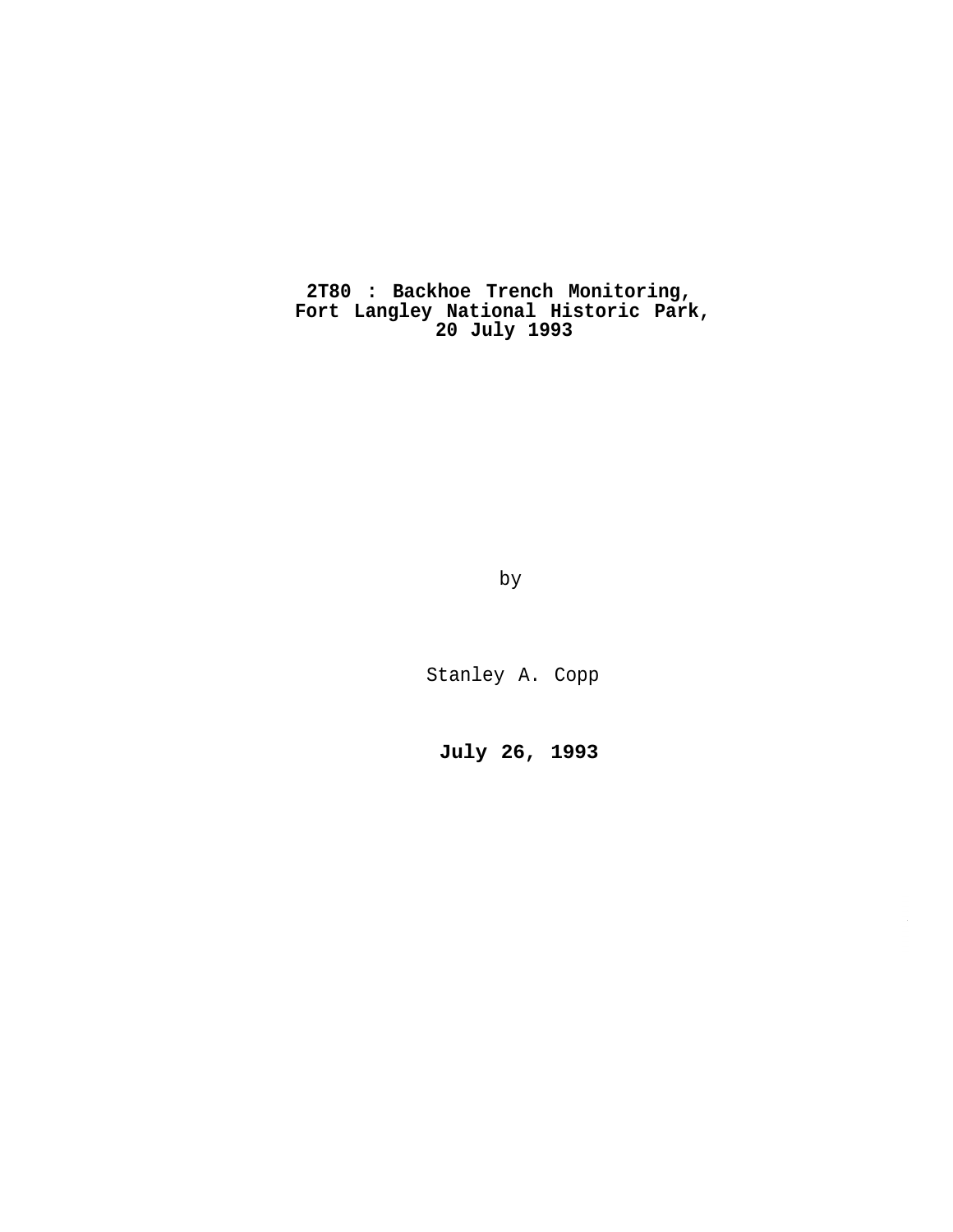# 2T80 : Backhoe Trench Monitoring, Fort Langley National Historic Park, 20 July 1993

by

Stanley A. Copp

**July 26, 1993**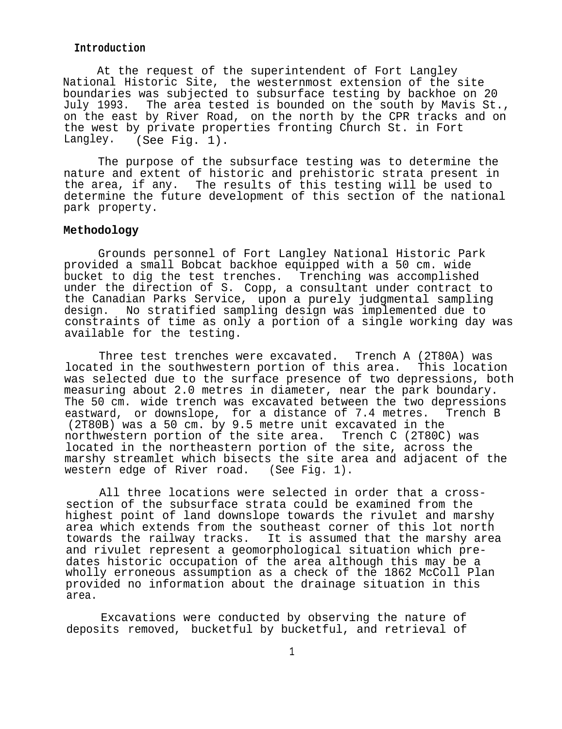## Introduction

At the request of the superintendent of Fort Langley National Historic Site, the westernmost extension of the site boundaries was subjected to subsurface testing by backhoe on 20 July 1993. The area tested is bounded on the south by Mavis St., on the east by River Road, on the north by the CPR tracks and on the west by private properties fronting Church St. in Fort Langley. (See Fig. 1).

The purpose of the subsurface testing was to determine the nature and extent of historic and prehistoric strata present in the area, if any. The results of this testing will be used to determine the future development of this section of the national park property.

## Methodology

Grounds personnel of Fort Langley National Historic Park provided a small Bobcat backhoe equipped with a 50 cm. wide bucket to dig the test trenches. Trenching was accomplished under the direction of S. Copp, a consultant under contract to the Canadian Parks Service, upon a purely judgmental sampling design. No stratified sampling design was implemented due to constraints of time as only a portion of a single working day was available for the testing.

Three test trenches were excavated. Trench A (2T80A) was located in the southwestern portion of this area. This location was selected due to the surface presence of two depressions, both measuring about 2.0 metres in diameter, near the park boundary. The 50 cm. wide trench was excavated between the two depressions eastward, or downslope, for a distance of 7.4 metres. Trench B (2T80B) was a 50 cm. by 9.5 metre unit excavated in the northwestern portion of the site area. Trench C (2T80C) was located in the northeastern portion of the site, across the marshy streamlet which bisects the site area and adjacent of the western edge of River road. (See Fig. 1).

All three locations were selected in order that a cross-section of the subsurface strata could be examined from the highest point of land downslope towards the rivulet and marshy area which extends from the southeast corner of this lot north towards the railway tracks. It is assumed that the marshy area and rivulet represent a geomorphological situation which pre-dates historic occupation of the area although this may be a wholly erroneous assumption as a check of the 1862 McColl Plan provided no information about the drainage situation in this area.

Excavations were conducted by observing the nature of deposits removed, bucketful by bucketful, and retrieval of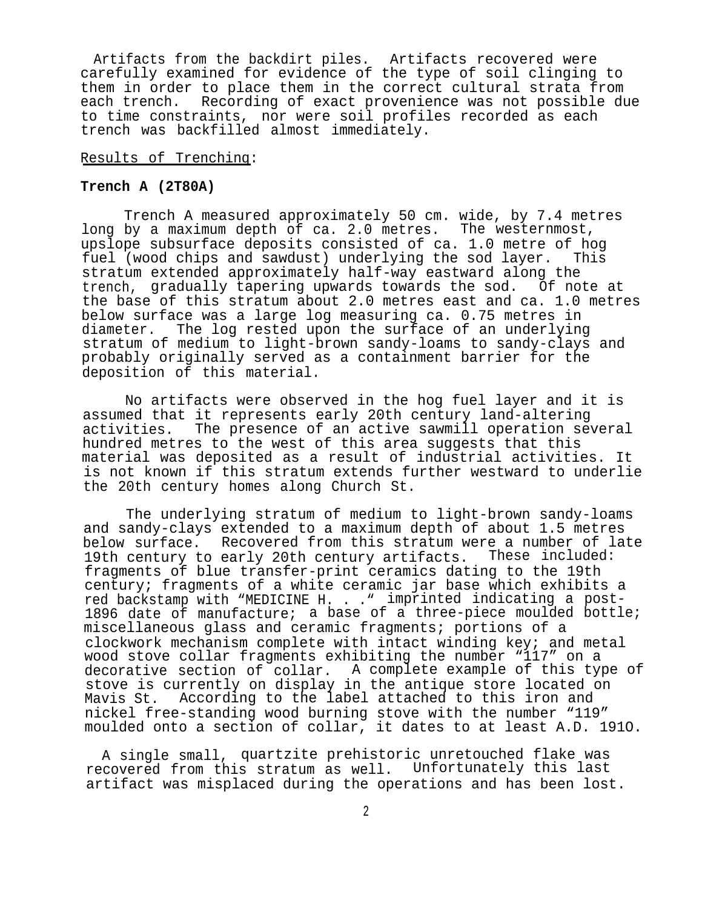Artifacts from the backdirt piles. Artifacts recovered were carefully examined for evidence of the type of soil clinging to them in order to place them in the correct cultural strata from each trench. Recording of exact provenience was not possible due to time constraints, nor were soil profiles recorded as each trench was backfilled almost immediately.

Results of Trenching:

**Trench A (2T80A)**

Trench A measured approximately 50 cm. wide, by 7.4 metres long by a maximum depth of ca. 2.0 metres. The westernmost, upslope subsurface deposits consisted of ca. 1.0 metre of hog fuel (wood chips and sawdust) underlying the sod layer. This stratum extended approximately half-way eastward along the trench, gradually tapering upwards towards the sod. Of note at the base of this stratum about 2.0 metres east and ca. 1.0 metres below surface was a large log measuring ca. 0.75 metres in diameter. The log rested upon the surface of an underlying stratum of medium to light-brown sandy-loams to sandy-clays and probably originally served as a containment barrier for the deposition of this material.

No artifacts were observed in the hog fuel layer and it is assumed that it represents early 20th century land-altering activities. The presence of an active sawmill operation several hundred metres to the west of this area suggests that this material was deposited as a result of industrial activities. It is not known if this stratum extends further westward to underlie the 20th century homes along Church St.

The underlying stratum of medium to light-brown sandy-loams and sandy-clays extended to a maximum depth of about 1.5 metres below surface. Recovered from this stratum were a number of late 19th century to early 20th century artifacts. These included: fragments of blue transfer-print ceramics dating to the 19th century; fragments of a white ceramic jar base which exhibits a red backstamp with "MEDICINE H. . ." imprinted indicating a post-1896 date of manufacture; a base of a three-piece moulded bottle; miscellaneous glass and ceramic fragments; portions of a clockwork mechanism complete with intact winding key; and metal wood stove collar fragments exhibiting the number "117" on a decorative section of collar. A complete example of this type of stove is currently on display in the antique store located on Mavis St. According to the label attached to this iron and nickel free-standing wood burning stove with the number "119" moulded onto a section of collar, it dates to at least A.D. 191O.

A single small, quartzite prehistoric unretouched flake was recovered from this stratum as well. Unfortunately this last artifact was misplaced during the operations and has been lost.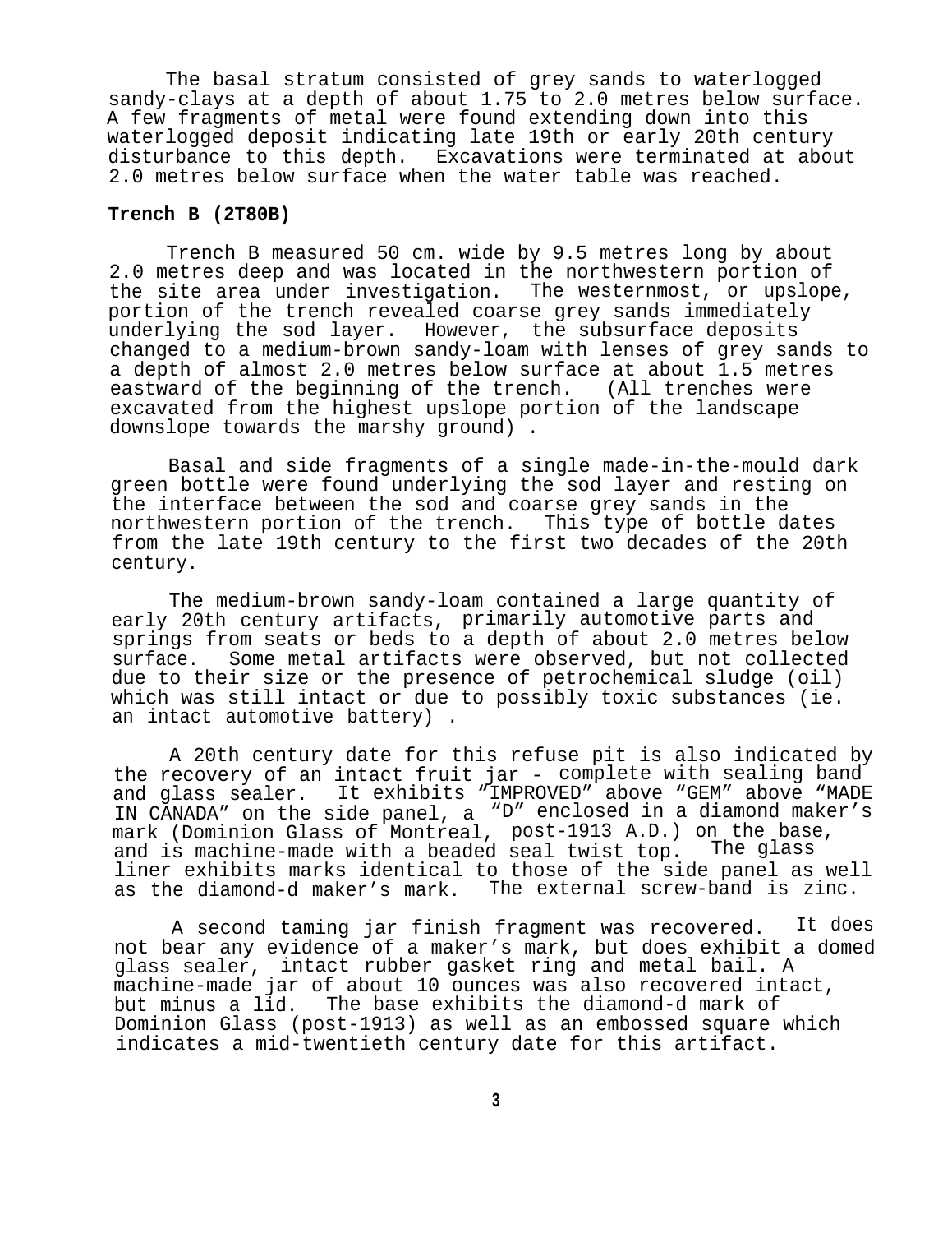The basal stratum consisted of grey sands to waterlogged sandy-clays at a depth of about 1.75 to 2.0 metres below surface. A few fragments of metal were found extending down into this waterlogged deposit indicating late 19th or early 20th century disturbance to this depth. Excavations were terminated at about 2.0 metres below surface when the water table was reached.

**Trench B (2T80B)**

Trench B measured 50 cm. wide by 9.5 metres long by about 2.0 metres deep and was located in the northwestern portion of the site area under investigation. The westernmost, or upslope, portion of the trench revealed coarse grey sands immediately underlying the sod layer. However, the subsurface deposits changed to a medium-brown sandy-loam with lenses of grey sands to a depth of almost 2.0 metres below surface at about 1.5 metres eastward of the beginning of the trench. (All trenches were excavated from the highest upslope portion of the landscape downslope towards the marshy ground) .

Basal and side fragments of a single made-in-the-mould dark green bottle were found underlying the sod layer and resting on the interface between the sod and coarse grey sands in the northwestern portion of the trench. This type of bottle dates from the late 19th century to the first two decades of the 20th century.

The medium-brown sandy-loam contained a large quantity of early 20th century artifacts, primarily automotive parts and springs from seats or beds to a depth of about 2.0 metres below surface. Some metal artifacts were observed, but not collected due to their size or the presence of petrochemical sludge (oil) which was still intact or due to possibly toxic substances (ie. an intact automotive battery) .

A 20th century date for this refuse pit is also indicated by the recovery of an intact fruit jar - complete with sealing band and glass sealer. It exhibits "IMPROVED" above "GEM" above "MADE IN CANADA" on the side panel, a "D" enclosed in a diamond maker's mark (Dominion Glass of Montreal, post-1913 A.D.) on the base, and is machine-made with a beaded seal twist top. The glass liner exhibits marks identical to those of the side panel as well as the diamond-d maker's mark. The external screw-band is zinc.

A second taming jar finish fragment was recovered. It does not bear any evidence of a maker's mark, but does exhibit a domed glass sealer, intact rubber gasket ring and metal bail. A machine-made jar of about 10 ounces was also recovered intact, but minus a lid. The base exhibits the diamond-d mark of Dominion Glass (post-1913) as well as an embossed square which indicates a mid-twentieth century date for this artifact.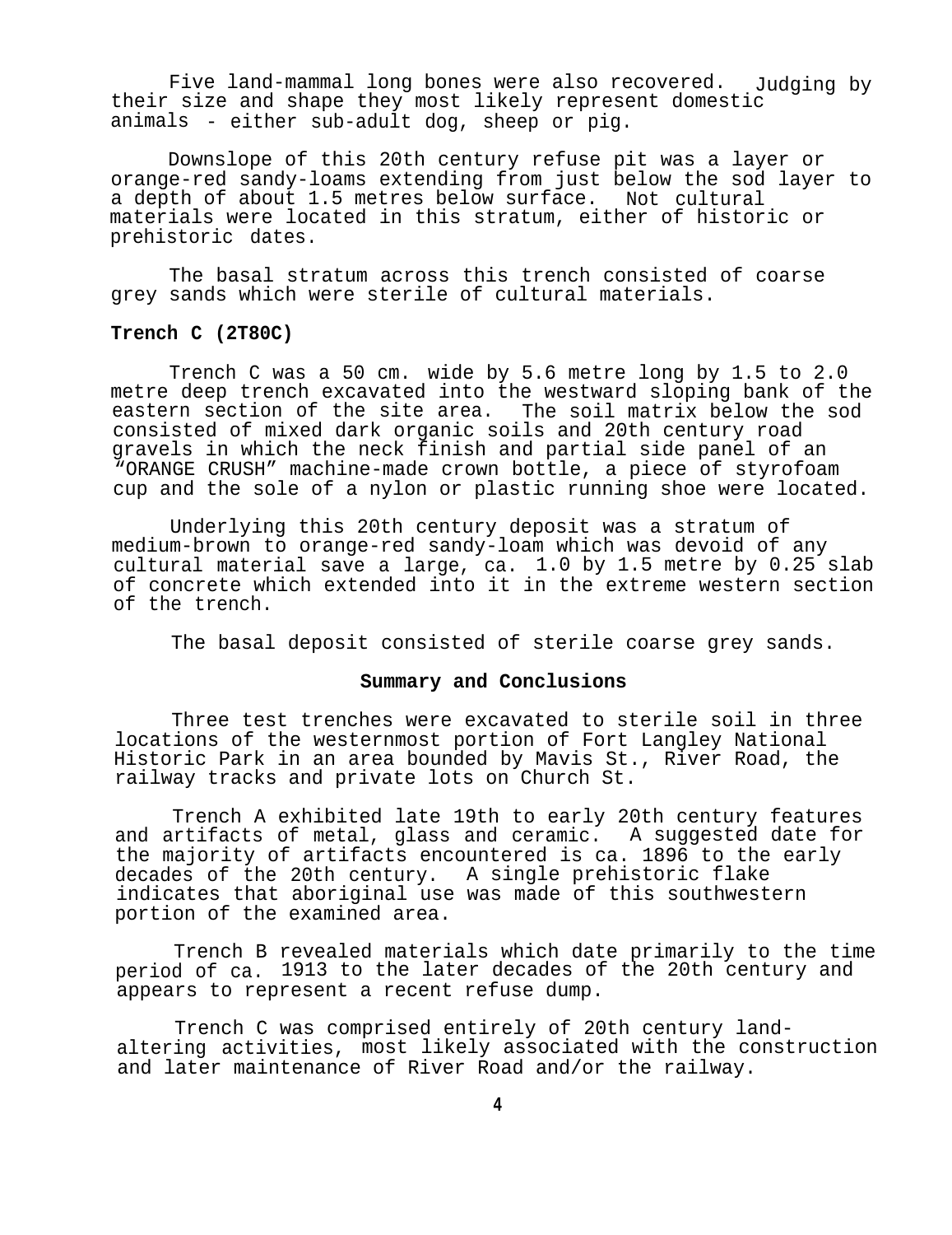Five land-mammal long bones were also recovered. Judging by their size and shape they most likely represent domestic animals - either sub-adult dog, sheep or pig.

Downslope of this 20th century refuse pit was a layer or orange-red sandy-loams extending from just below the sod layer to a depth of about 1.5 metres below surface. Not cultural materials were located in this stratum, either of historic or prehistoric dates.

The basal stratum across this trench consisted of coarse grey sands which were sterile of cultural materials.

**Trench C (2T80C)**

Trench C was a 50 cm. wide by 5.6 metre long by 1.5 to 2.0 metre deep trench excavated into the westward sloping bank of the eastern section of the site area. The soil matrix below the sod consisted of mixed dark organic soils and 20th century road gravels in which the neck finish and partial side panel of an "ORANGE CRUSH" machine-made crown bottle, a piece of styrofoam cup and the sole of a nylon or plastic running shoe were located.

Underlying this 20th century deposit was a stratum of medium-brown to orange-red sandy-loam which was devoid of any cultural material save a large, ca. 1.0 by 1.5 metre by 0.25 slab of concrete which extended into it in the extreme western section of the trench.

The basal deposit consisted of sterile coarse grey sands.

## Summary and Conclusions

Three test trenches were excavated to sterile soil in three locations of the westernmost portion of Fort Langley National Historic Park in an area bounded by Mavis St., River Road, the railway tracks and private lots on Church St.

Trench A exhibited late 19th to early 20th century features and artifacts of metal, glass and ceramic. A suggested date for the majority of artifacts encountered is ca. 1896 to the early decades of the 20th century. A single prehistoric flake indicates that aboriginal use was made of this southwestern portion of the examined area.

Trench B revealed materials which date primarily to the time period of ca. 1913 to the later decades of the 20th century and appears to represent a recent refuse dump.

Trench C was comprised entirely of 20th century land-altering activities, most likely associated with the construction and later maintenance of River Road and/or the railway.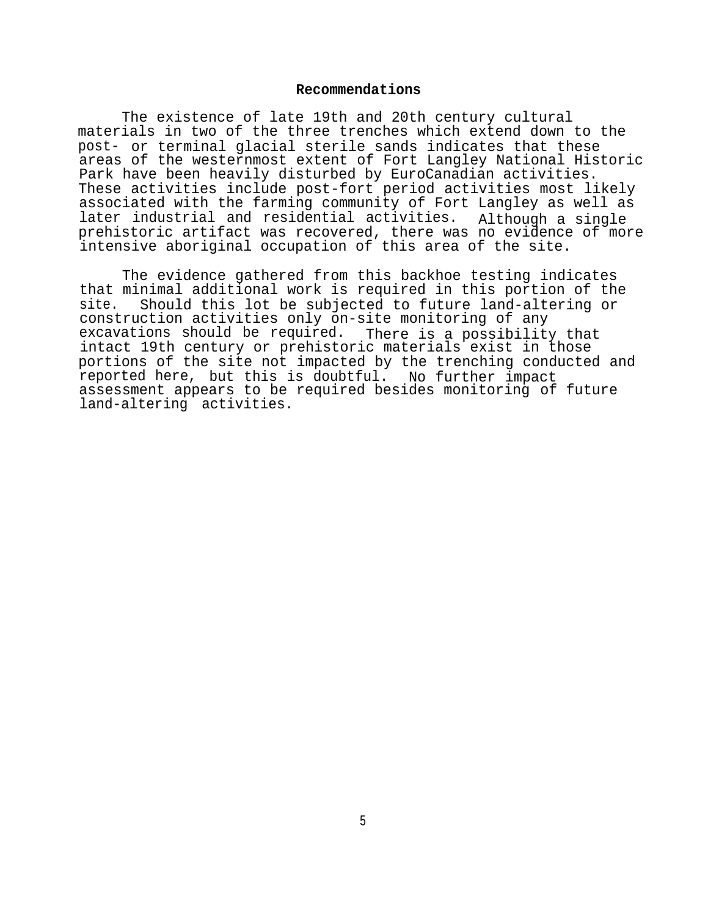## Recommendations

The existence of late 19th and 20th century cultural materials in two of the three trenches which extend down to the post- or terminal glacial sterile sands indicates that these areas of the westernmost extent of Fort Langley National Historic Park have been heavily disturbed by EuroCanadian activities. These activities include post-fort period activities most likely associated with the farming community of Fort Langley as well as later industrial and residential activities. Although a single prehistoric artifact was recovered, there was no evidence of more intensive aboriginal occupation of this area of the site.

The evidence gathered from this backhoe testing indicates that minimal additional work is required in this portion of the site. Should this lot be subjected to future land-altering or construction activities only on-site monitoring of any excavations should be required. There is a possibility that intact 19th century or prehistoric materials exist in those portions of the site not impacted by the trenching conducted and reported here, but this is doubtful. No further impact assessment appears to be required besides monitoring of future land-altering activities.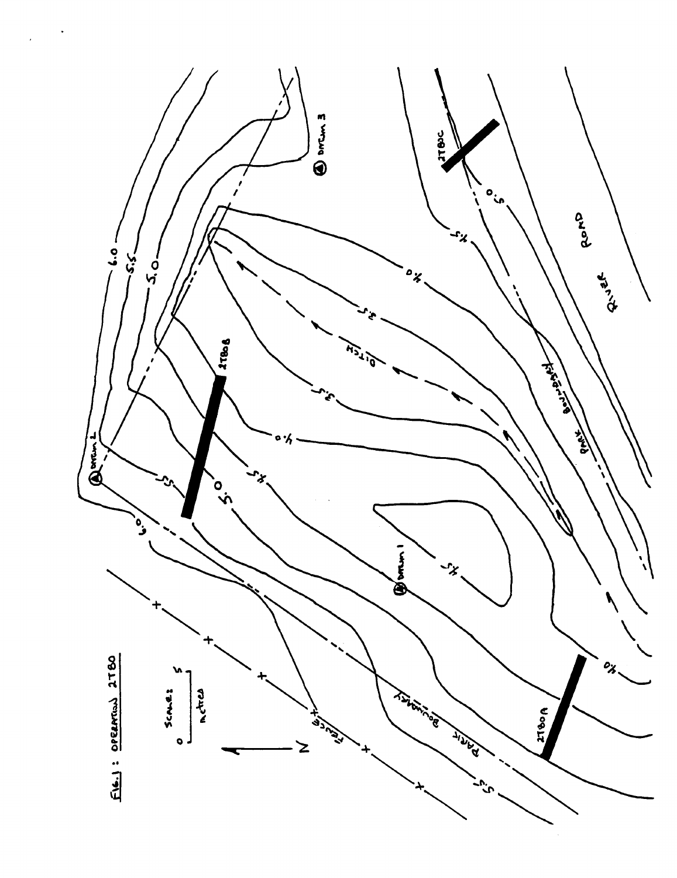FIG.1: OPERATION 2TB0

SCALE: 0 5 metres

N

FENCE

PARK BOUNDARY

DATUM 1

DATUM 2

DATUM 3

2TB0A

2TB0B

2TB0C

DITCH

RIVER ROAD

6.0

5.5

5.0

4.5

4.0

3.5